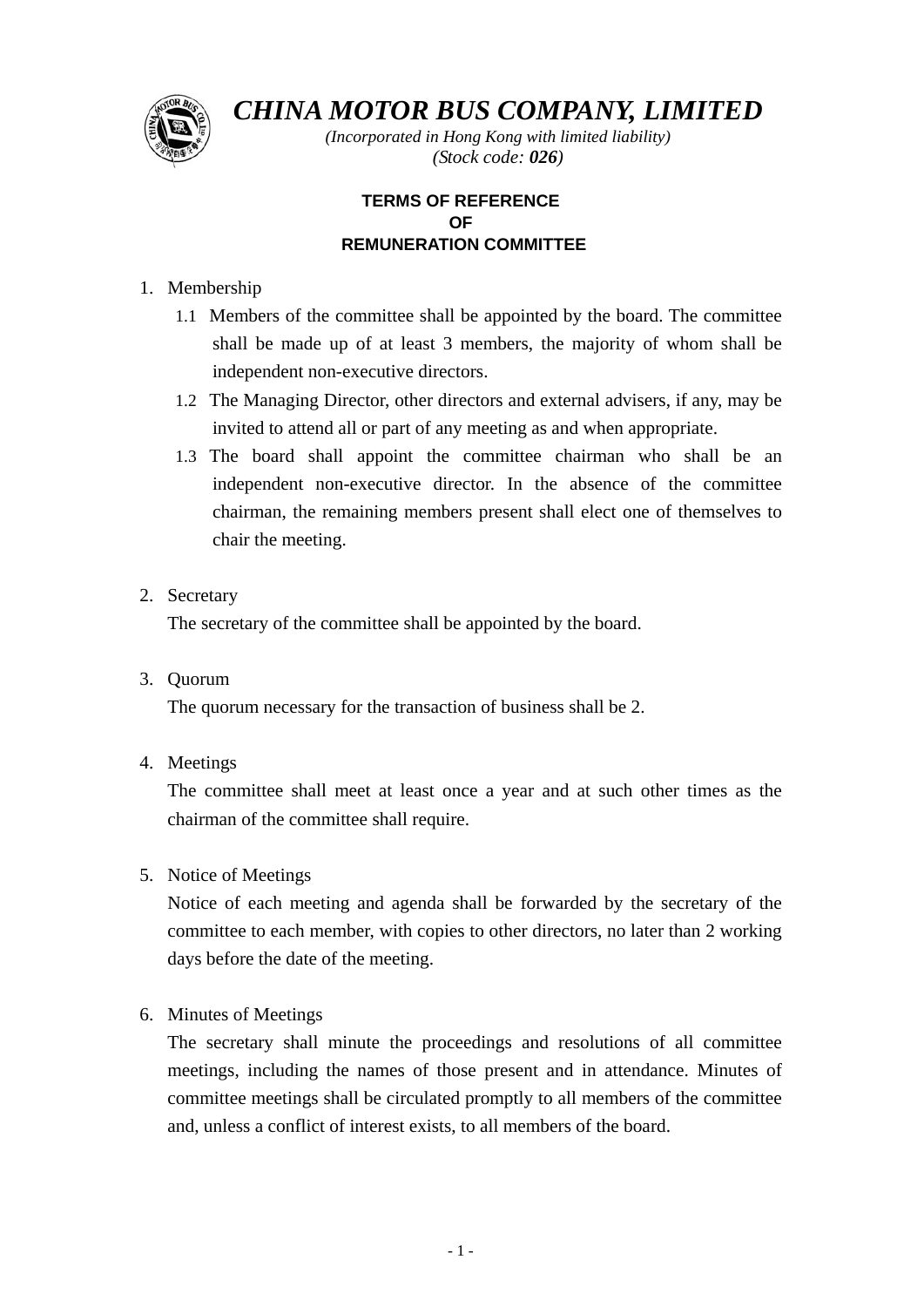# *CHINA MOTOR BUS COMPANY, LIMITED*

*(Incorporated in Hong Kong with limited liability)*

*(Stock code: **026**)*

## TERMS OF REFERENCE OF REMUNERATION COMMITTEE

1. Membership
   - 1.1 Members of the committee shall be appointed by the board. The committee shall be made up of at least 3 members, the majority of whom shall be independent non-executive directors.
   - 1.2 The Managing Director, other directors and external advisers, if any, may be invited to attend all or part of any meeting as and when appropriate.
   - 1.3 The board shall appoint the committee chairman who shall be an independent non-executive director. In the absence of the committee chairman, the remaining members present shall elect one of themselves to chair the meeting.

2. Secretary

   The secretary of the committee shall be appointed by the board.

3. Quorum

   The quorum necessary for the transaction of business shall be 2.

4. Meetings

   The committee shall meet at least once a year and at such other times as the chairman of the committee shall require.

5. Notice of Meetings

   Notice of each meeting and agenda shall be forwarded by the secretary of the committee to each member, with copies to other directors, no later than 2 working days before the date of the meeting.

6. Minutes of Meetings

   The secretary shall minute the proceedings and resolutions of all committee meetings, including the names of those present and in attendance. Minutes of committee meetings shall be circulated promptly to all members of the committee and, unless a conflict of interest exists, to all members of the board.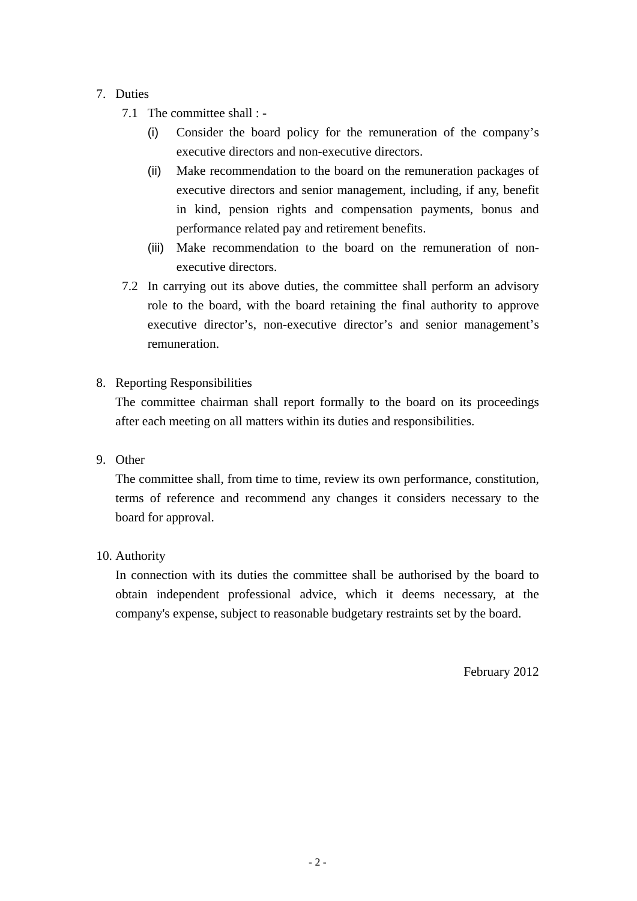7. Duties

   7.1 The committee shall : -

      (i) Consider the board policy for the remuneration of the company's executive directors and non-executive directors.

      (ii) Make recommendation to the board on the remuneration packages of executive directors and senior management, including, if any, benefit in kind, pension rights and compensation payments, bonus and performance related pay and retirement benefits.

      (iii) Make recommendation to the board on the remuneration of non-executive directors.

   7.2 In carrying out its above duties, the committee shall perform an advisory role to the board, with the board retaining the final authority to approve executive director's, non-executive director's and senior management's remuneration.

8. Reporting Responsibilities

   The committee chairman shall report formally to the board on its proceedings after each meeting on all matters within its duties and responsibilities.

9. Other

   The committee shall, from time to time, review its own performance, constitution, terms of reference and recommend any changes it considers necessary to the board for approval.

10. Authority

   In connection with its duties the committee shall be authorised by the board to obtain independent professional advice, which it deems necessary, at the company's expense, subject to reasonable budgetary restraints set by the board.

February 2012